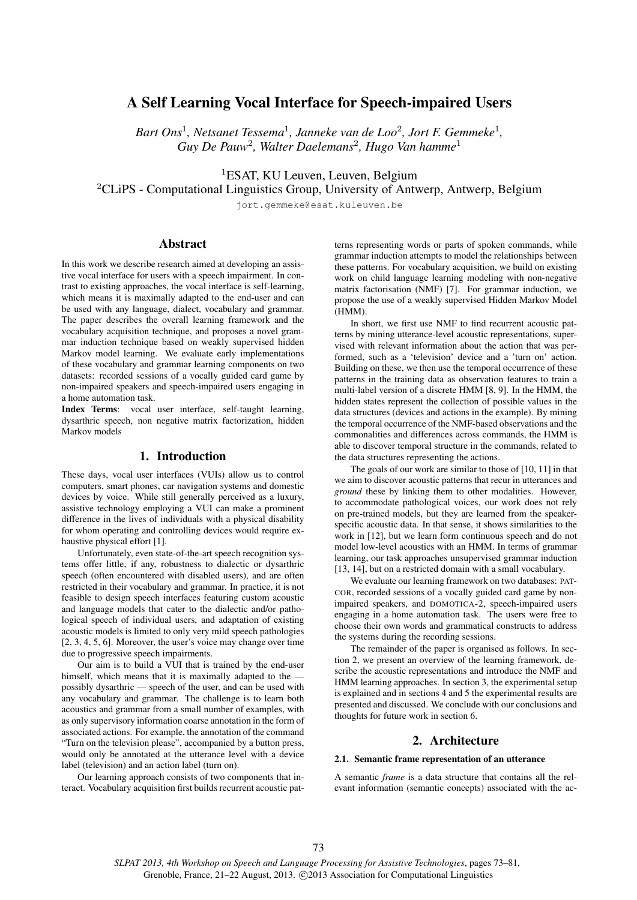# A Self Learning Vocal Interface for Speech-impaired Users

*Bart Ons*[1], *Netsanet Tessema*[1], *Janneke van de Loo*[2], *Jort F. Gemmeke*[1], *Guy De Pauw*[2], *Walter Daelemans*[2], *Hugo Van hamme*[1]

[1]ESAT, KU Leuven, Leuven, Belgium
[2]CLiPS - Computational Linguistics Group, University of Antwerp, Antwerp, Belgium

jort.gemmeke@esat.kuleuven.be

## Abstract

In this work we describe research aimed at developing an assistive vocal interface for users with a speech impairment. In contrast to existing approaches, the vocal interface is self-learning, which means it is maximally adapted to the end-user and can be used with any language, dialect, vocabulary and grammar. The paper describes the overall learning framework and the vocabulary acquisition technique, and proposes a novel grammar induction technique based on weakly supervised hidden Markov model learning. We evaluate early implementations of these vocabulary and grammar learning components on two datasets: recorded sessions of a vocally guided card game by non-impaired speakers and speech-impaired users engaging in a home automation task.

**Index Terms**: vocal user interface, self-taught learning, dysarthric speech, non negative matrix factorization, hidden Markov models

## 1. Introduction

These days, vocal user interfaces (VUIs) allow us to control computers, smart phones, car navigation systems and domestic devices by voice. While still generally perceived as a luxury, assistive technology employing a VUI can make a prominent difference in the lives of individuals with a physical disability for whom operating and controlling devices would require exhaustive physical effort [1].

Unfortunately, even state-of-the-art speech recognition systems offer little, if any, robustness to dialectic or dysarthric speech (often encountered with disabled users), and are often restricted in their vocabulary and grammar. In practice, it is not feasible to design speech interfaces featuring custom acoustic and language models that cater to the dialectic and/or pathological speech of individual users, and adaptation of existing acoustic models is limited to only very mild speech pathologies [2, 3, 4, 5, 6]. Moreover, the user's voice may change over time due to progressive speech impairments.

Our aim is to build a VUI that is trained by the end-user himself, which means that it is maximally adapted to the — possibly dysarthric — speech of the user, and can be used with any vocabulary and grammar. The challenge is to learn both acoustics and grammar from a small number of examples, with as only supervisory information coarse annotation in the form of associated actions. For example, the annotation of the command "Turn on the television please", accompanied by a button press, would only be annotated at the utterance level with a device label (television) and an action label (turn on).

Our learning approach consists of two components that interact. Vocabulary acquisition first builds recurrent acoustic patterns representing words or parts of spoken commands, while grammar induction attempts to model the relationships between these patterns. For vocabulary acquisition, we build on existing work on child language learning modeling with non-negative matrix factorisation (NMF) [7]. For grammar induction, we propose the use of a weakly supervised Hidden Markov Model (HMM).

In short, we first use NMF to find recurrent acoustic patterns by mining utterance-level acoustic representations, supervised with relevant information about the action that was performed, such as a 'television' device and a 'turn on' action. Building on these, we then use the temporal occurrence of these patterns in the training data as observation features to train a multi-label version of a discrete HMM [8, 9]. In the HMM, the hidden states represent the collection of possible values in the data structures (devices and actions in the example). By mining the temporal occurrence of the NMF-based observations and the commonalities and differences across commands, the HMM is able to discover temporal structure in the commands, related to the data structures representing the actions.

The goals of our work are similar to those of [10, 11] in that we aim to discover acoustic patterns that recur in utterances and *ground* these by linking them to other modalities. However, to accommodate pathological voices, our work does not rely on pre-trained models, but they are learned from the speaker-specific acoustic data. In that sense, it shows similarities to the work in [12], but we learn form continuous speech and do not model low-level acoustics with an HMM. In terms of grammar learning, our task approaches unsupervised grammar induction [13, 14], but on a restricted domain with a small vocabulary.

We evaluate our learning framework on two databases: PATCOR, recorded sessions of a vocally guided card game by non-impaired speakers, and DOMOTICA-2, speech-impaired users engaging in a home automation task. The users were free to choose their own words and grammatical constructs to address the systems during the recording sessions.

The remainder of the paper is organised as follows. In section 2, we present an overview of the learning framework, describe the acoustic representations and introduce the NMF and HMM learning approaches. In section 3, the experimental setup is explained and in sections 4 and 5 the experimental results are presented and discussed. We conclude with our conclusions and thoughts for future work in section 6.

## 2. Architecture

### 2.1. Semantic frame representation of an utterance

A semantic *frame* is a data structure that contains all the relevant information (semantic concepts) associated with the ac-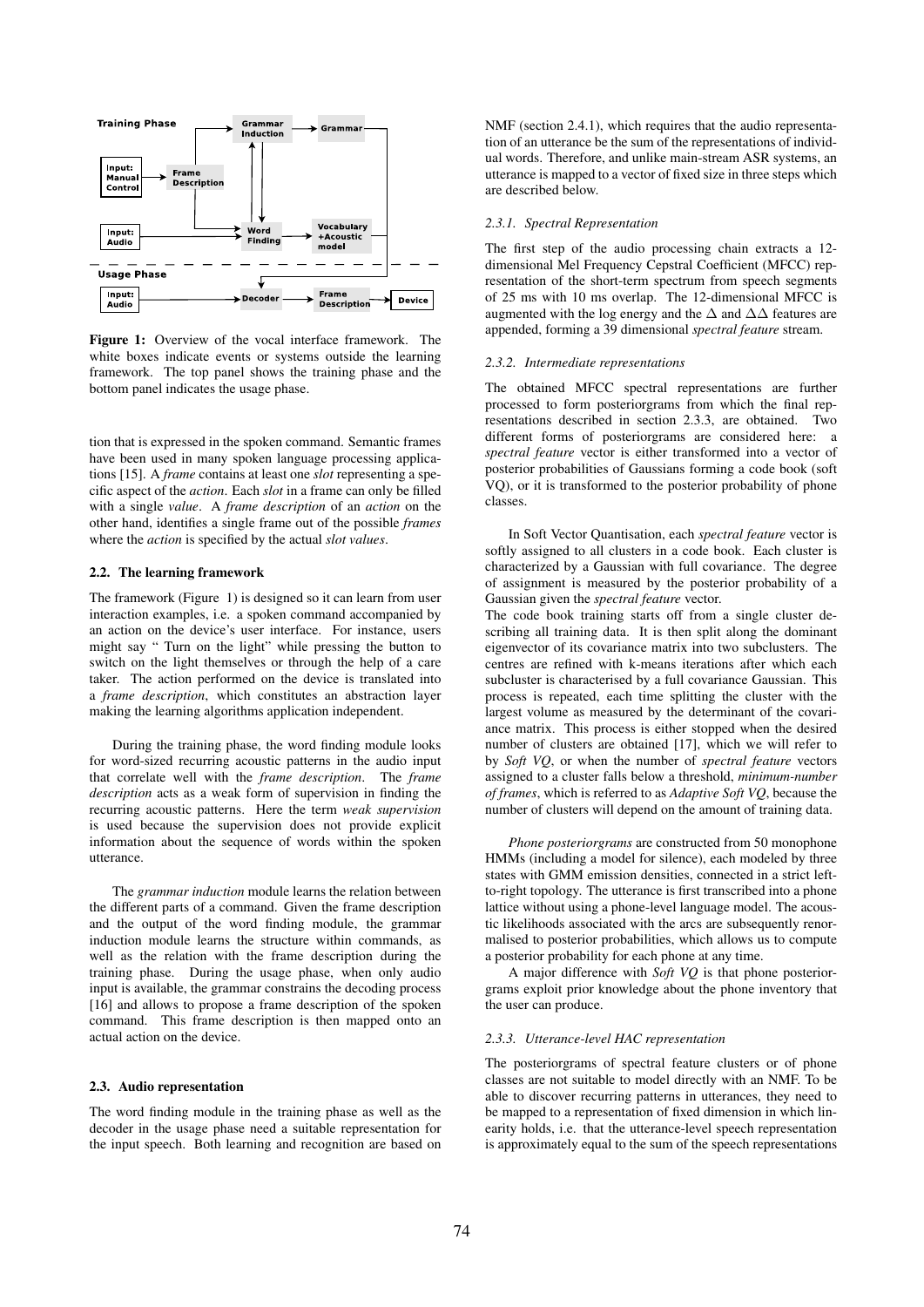**Figure 1:** Overview of the vocal interface framework. The white boxes indicate events or systems outside the learning framework. The top panel shows the training phase and the bottom panel indicates the usage phase.

tion that is expressed in the spoken command. Semantic frames have been used in many spoken language processing applications [15]. A *frame* contains at least one *slot* representing a specific aspect of the *action*. Each *slot* in a frame can only be filled with a single *value*. A *frame description* of an *action* on the other hand, identifies a single frame out of the possible *frames* where the *action* is specified by the actual *slot values*.

### 2.2. The learning framework

The framework (Figure 1) is designed so it can learn from user interaction examples, i.e. a spoken command accompanied by an action on the device's user interface. For instance, users might say " Turn on the light" while pressing the button to switch on the light themselves or through the help of a care taker. The action performed on the device is translated into a *frame description*, which constitutes an abstraction layer making the learning algorithms application independent.

During the training phase, the word finding module looks for word-sized recurring acoustic patterns in the audio input that correlate well with the *frame description*. The *frame description* acts as a weak form of supervision in finding the recurring acoustic patterns. Here the term *weak supervision* is used because the supervision does not provide explicit information about the sequence of words within the spoken utterance.

The *grammar induction* module learns the relation between the different parts of a command. Given the frame description and the output of the word finding module, the grammar induction module learns the structure within commands, as well as the relation with the frame description during the training phase. During the usage phase, when only audio input is available, the grammar constrains the decoding process [16] and allows to propose a frame description of the spoken command. This frame description is then mapped onto an actual action on the device.

### 2.3. Audio representation

The word finding module in the training phase as well as the decoder in the usage phase need a suitable representation for the input speech. Both learning and recognition are based on NMF (section 2.4.1), which requires that the audio representation of an utterance be the sum of the representations of individual words. Therefore, and unlike main-stream ASR systems, an utterance is mapped to a vector of fixed size in three steps which are described below.

#### 2.3.1. Spectral Representation

The first step of the audio processing chain extracts a 12-dimensional Mel Frequency Cepstral Coefficient (MFCC) representation of the short-term spectrum from speech segments of 25 ms with 10 ms overlap. The 12-dimensional MFCC is augmented with the log energy and the $\Delta$ and $\Delta\Delta$ features are appended, forming a 39 dimensional *spectral feature* stream.

#### 2.3.2. Intermediate representations

The obtained MFCC spectral representations are further processed to form posteriorgrams from which the final representations described in section 2.3.3, are obtained. Two different forms of posteriorgrams are considered here: a *spectral feature* vector is either transformed into a vector of posterior probabilities of Gaussians forming a code book (soft VQ), or it is transformed to the posterior probability of phone classes.

In Soft Vector Quantisation, each *spectral feature* vector is softly assigned to all clusters in a code book. Each cluster is characterized by a Gaussian with full covariance. The degree of assignment is measured by the posterior probability of a Gaussian given the *spectral feature* vector.

The code book training starts off from a single cluster describing all training data. It is then split along the dominant eigenvector of its covariance matrix into two subclusters. The centres are refined with k-means iterations after which each subcluster is characterised by a full covariance Gaussian. This process is repeated, each time splitting the cluster with the largest volume as measured by the determinant of the covariance matrix. This process is either stopped when the desired number of clusters are obtained [17], which we will refer to by *Soft VQ*, or when the number of *spectral feature* vectors assigned to a cluster falls below a threshold, *minimum-number of frames*, which is referred to as *Adaptive Soft VQ*, because the number of clusters will depend on the amount of training data.

*Phone posteriorgrams* are constructed from 50 monophone HMMs (including a model for silence), each modeled by three states with GMM emission densities, connected in a strict left-to-right topology. The utterance is first transcribed into a phone lattice without using a phone-level language model. The acoustic likelihoods associated with the arcs are subsequently renormalised to posterior probabilities, which allows us to compute a posterior probability for each phone at any time.

A major difference with *Soft VQ* is that phone posteriorgrams exploit prior knowledge about the phone inventory that the user can produce.

#### 2.3.3. Utterance-level HAC representation

The posteriorgrams of spectral feature clusters or of phone classes are not suitable to model directly with an NMF. To be able to discover recurring patterns in utterances, they need to be mapped to a representation of fixed dimension in which linearity holds, i.e. that the utterance-level speech representation is approximately equal to the sum of the speech representations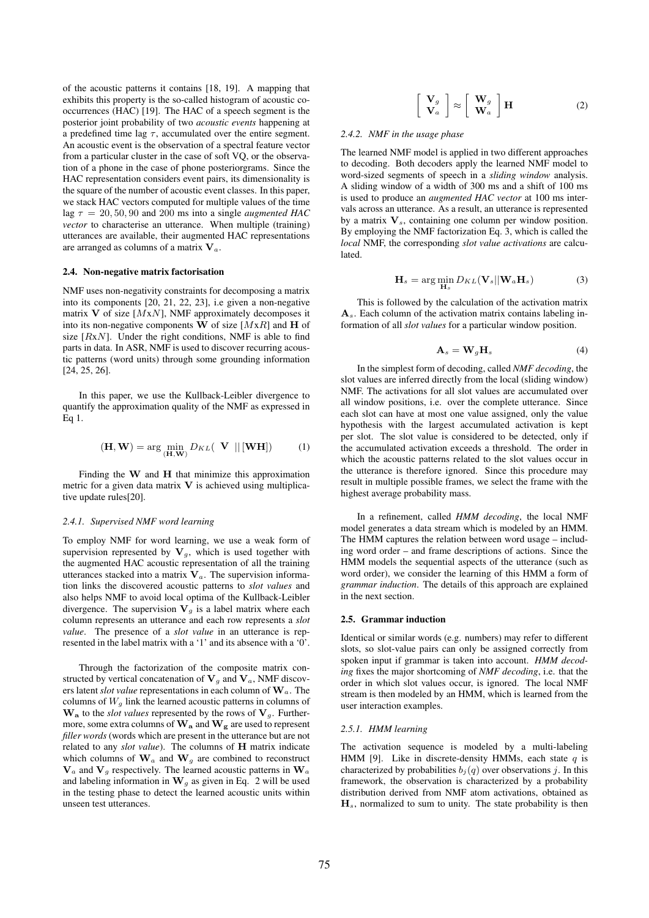of the acoustic patterns it contains [18, 19]. A mapping that exhibits this property is the so-called histogram of acoustic co-occurrences (HAC) [19]. The HAC of a speech segment is the posterior joint probability of two *acoustic events* happening at a predefined time lag $\tau$, accumulated over the entire segment. An acoustic event is the observation of a spectral feature vector from a particular cluster in the case of soft VQ, or the observation of a phone in the case of phone posteriorgrams. Since the HAC representation considers event pairs, its dimensionality is the square of the number of acoustic event classes. In this paper, we stack HAC vectors computed for multiple values of the time lag $\tau = 20, 50, 90$ and 200 ms into a single *augmented HAC vector* to characterise an utterance. When multiple (training) utterances are available, their augmented HAC representations are arranged as columns of a matrix $\mathbf{V}_a$.

### 2.4. Non-negative matrix factorisation

NMF uses non-negativity constraints for decomposing a matrix into its components [20, 21, 22, 23], i.e given a non-negative matrix $\mathbf{V}$ of size $[M\text{x}N]$, NMF approximately decomposes it into its non-negative components $\mathbf{W}$ of size $[M\text{x}R]$ and $\mathbf{H}$ of size $[R\text{x}N]$. Under the right conditions, NMF is able to find parts in data. In ASR, NMF is used to discover recurring acoustic patterns (word units) through some grounding information [24, 25, 26].

In this paper, we use the Kullback-Leibler divergence to quantify the approximation quality of the NMF as expressed in Eq 1.

$$(\mathbf{H}, \mathbf{W}) = \arg \min_{(\mathbf{H},\mathbf{W})} D_{KL}( \ \mathbf{V} \ || [\mathbf{WH}]) \tag{1}$$

Finding the $\mathbf{W}$ and $\mathbf{H}$ that minimize this approximation metric for a given data matrix $\mathbf{V}$ is achieved using multiplicative update rules[20].

#### 2.4.1. Supervised NMF word learning

To employ NMF for word learning, we use a weak form of supervision represented by $\mathbf{V}_g$, which is used together with the augmented HAC acoustic representation of all the training utterances stacked into a matrix $\mathbf{V}_a$. The supervision information links the discovered acoustic patterns to *slot values* and also helps NMF to avoid local optima of the Kullback-Leibler divergence. The supervision $\mathbf{V}_g$ is a label matrix where each column represents an utterance and each row represents a *slot value*. The presence of a *slot value* in an utterance is represented in the label matrix with a '1' and its absence with a '0'.

Through the factorization of the composite matrix constructed by vertical concatenation of $\mathbf{V}_g$ and $\mathbf{V}_a$, NMF discovers latent *slot value* representations in each column of $\mathbf{W}_a$. The columns of $W_g$ link the learned acoustic patterns in columns of $\mathbf{W_a}$ to the *slot values* represented by the rows of $\mathbf{V}_g$. Furthermore, some extra columns of $\mathbf{W_a}$ and $\mathbf{W_g}$ are used to represent *filler words* (words which are present in the utterance but are not related to any *slot value*). The columns of $\mathbf{H}$ matrix indicate which columns of $\mathbf{W}_a$ and $\mathbf{W}_g$ are combined to reconstruct $\mathbf{V}_a$ and $\mathbf{V}_g$ respectively. The learned acoustic patterns in $\mathbf{W}_a$ and labeling information in $\mathbf{W}_g$ as given in Eq. 2 will be used in the testing phase to detect the learned acoustic units within unseen test utterances.

$$\begin{bmatrix} \mathbf{V}_g \\ \mathbf{V}_a \end{bmatrix} \approx \begin{bmatrix} \mathbf{W}_g \\ \mathbf{W}_a \end{bmatrix} \mathbf{H} \tag{2}$$

#### 2.4.2. NMF in the usage phase

The learned NMF model is applied in two different approaches to decoding. Both decoders apply the learned NMF model to word-sized segments of speech in a *sliding window* analysis. A sliding window of a width of 300 ms and a shift of 100 ms is used to produce an *augmented HAC vector* at 100 ms intervals across an utterance. As a result, an utterance is represented by a matrix $\mathbf{V}_s$, containing one column per window position. By employing the NMF factorization Eq. 3, which is called the *local* NMF, the corresponding *slot value activations* are calculated.

$$\mathbf{H}_s = \arg \min_{\mathbf{H}_s} D_{KL}(\mathbf{V}_s || \mathbf{W}_a \mathbf{H}_s) \tag{3}$$

This is followed by the calculation of the activation matrix $\mathbf{A}_s$. Each column of the activation matrix contains labeling information of all *slot values* for a particular window position.

$$\mathbf{A}_s = \mathbf{W}_g \mathbf{H}_s \tag{4}$$

In the simplest form of decoding, called *NMF decoding*, the slot values are inferred directly from the local (sliding window) NMF. The activations for all slot values are accumulated over all window positions, i.e. over the complete utterance. Since each slot can have at most one value assigned, only the value hypothesis with the largest accumulated activation is kept per slot. The slot value is considered to be detected, only if the accumulated activation exceeds a threshold. The order in which the acoustic patterns related to the slot values occur in the utterance is therefore ignored. Since this procedure may result in multiple possible frames, we select the frame with the highest average probability mass.

In a refinement, called *HMM decoding*, the local NMF model generates a data stream which is modeled by an HMM. The HMM captures the relation between word usage – including word order – and frame descriptions of actions. Since the HMM models the sequential aspects of the utterance (such as word order), we consider the learning of this HMM a form of *grammar induction*. The details of this approach are explained in the next section.

### 2.5. Grammar induction

Identical or similar words (e.g. numbers) may refer to different slots, so slot-value pairs can only be assigned correctly from spoken input if grammar is taken into account. *HMM decoding* fixes the major shortcoming of *NMF decoding*, i.e. that the order in which slot values occur, is ignored. The local NMF stream is then modeled by an HMM, which is learned from the user interaction examples.

#### 2.5.1. HMM learning

The activation sequence is modeled by a multi-labeling HMM [9]. Like in discrete-density HMMs, each state $q$ is characterized by probabilities $b_j(q)$ over observations $j$. In this framework, the observation is characterized by a probability distribution derived from NMF atom activations, obtained as $\mathbf{H}_s$, normalized to sum to unity. The state probability is then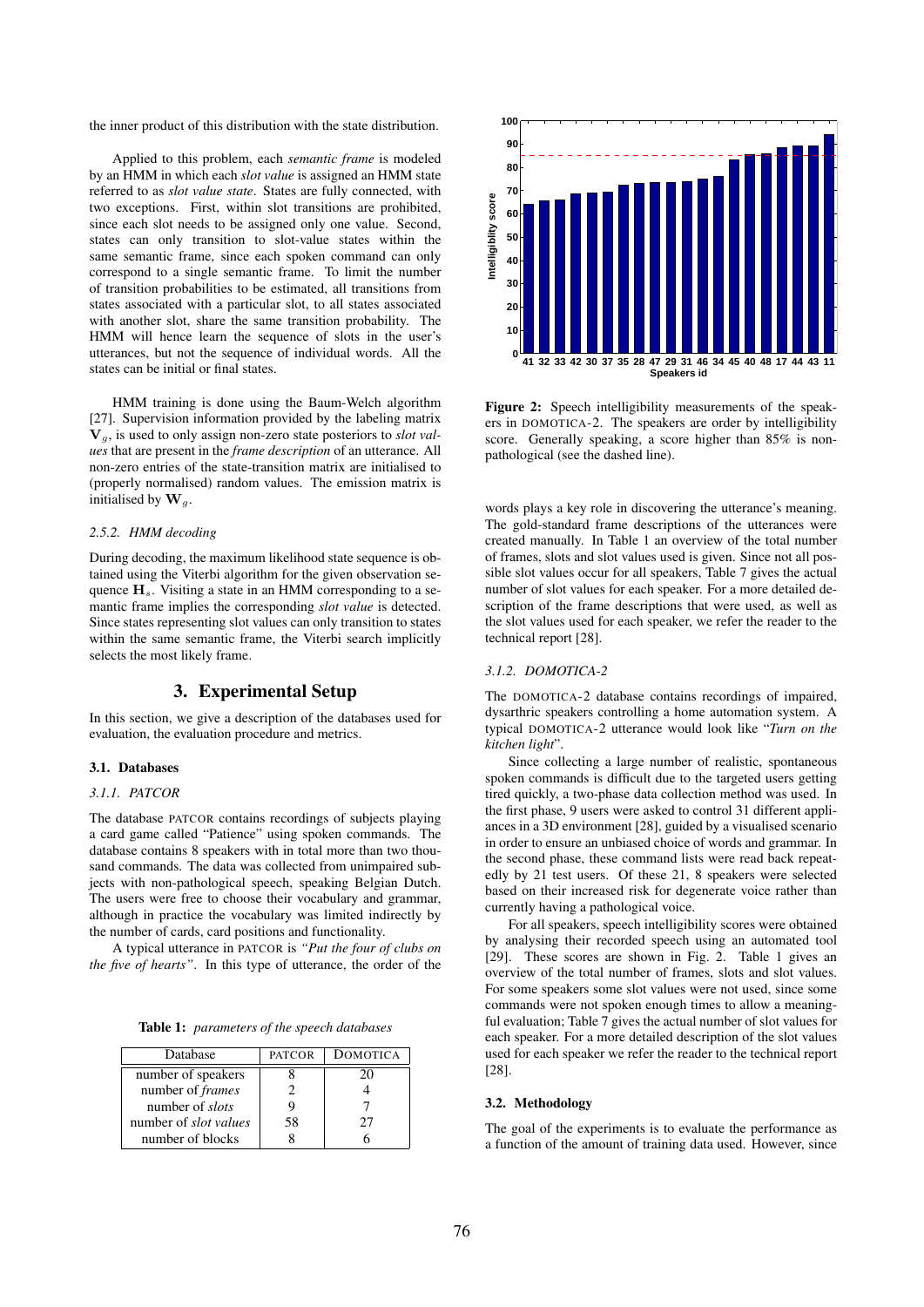the inner product of this distribution with the state distribution.

Applied to this problem, each *semantic frame* is modeled by an HMM in which each *slot value* is assigned an HMM state referred to as *slot value state*. States are fully connected, with two exceptions. First, within slot transitions are prohibited, since each slot needs to be assigned only one value. Second, states can only transition to slot-value states within the same semantic frame, since each spoken command can only correspond to a single semantic frame. To limit the number of transition probabilities to be estimated, all transitions from states associated with a particular slot, to all states associated with another slot, share the same transition probability. The HMM will hence learn the sequence of slots in the user's utterances, but not the sequence of individual words. All the states can be initial or final states.

HMM training is done using the Baum-Welch algorithm [27]. Supervision information provided by the labeling matrix $\mathbf{V}_g$, is used to only assign non-zero state posteriors to *slot values* that are present in the *frame description* of an utterance. All non-zero entries of the state-transition matrix are initialised to (properly normalised) random values. The emission matrix is initialised by $\mathbf{W}_g$.

#### 2.5.2. HMM decoding

During decoding, the maximum likelihood state sequence is obtained using the Viterbi algorithm for the given observation sequence $\mathbf{H}_s$. Visiting a state in an HMM corresponding to a semantic frame implies the corresponding *slot value* is detected. Since states representing slot values can only transition to states within the same semantic frame, the Viterbi search implicitly selects the most likely frame.

## 3. Experimental Setup

In this section, we give a description of the databases used for evaluation, the evaluation procedure and metrics.

### 3.1. Databases

#### 3.1.1. PATCOR

The database PATCOR contains recordings of subjects playing a card game called "Patience" using spoken commands. The database contains 8 speakers with in total more than two thousand commands. The data was collected from unimpaired subjects with non-pathological speech, speaking Belgian Dutch. The users were free to choose their vocabulary and grammar, although in practice the vocabulary was limited indirectly by the number of cards, card positions and functionality.

A typical utterance in PATCOR is *"Put the four of clubs on the five of hearts"*. In this type of utterance, the order of the words plays a key role in discovering the utterance's meaning. The gold-standard frame descriptions of the utterances were created manually. In Table 1 an overview of the total number of frames, slots and slot values used is given. Since not all possible slot values occur for all speakers, Table 7 gives the actual number of slot values for each speaker. For a more detailed description of the frame descriptions that were used, as well as the slot values used for each speaker, we refer the reader to the technical report [28].

**Table 1:** *parameters of the speech databases*

| Database | PATCOR | DOMOTICA |
|---|---|---|
| number of speakers | 8 | 20 |
| number of *frames* | 2 | 4 |
| number of *slots* | 9 | 7 |
| number of *slot values* | 58 | 27 |
| number of blocks | 8 | 6 |

**Figure 2:** Speech intelligibility measurements of the speakers in DOMOTICA-2. The speakers are order by intelligibility score. Generally speaking, a score higher than 85% is non-pathological (see the dashed line).

#### 3.1.2. DOMOTICA-2

The DOMOTICA-2 database contains recordings of impaired, dysarthric speakers controlling a home automation system. A typical DOMOTICA-2 utterance would look like "*Turn on the kitchen light*".

Since collecting a large number of realistic, spontaneous spoken commands is difficult due to the targeted users getting tired quickly, a two-phase data collection method was used. In the first phase, 9 users were asked to control 31 different appliances in a 3D environment [28], guided by a visualised scenario in order to ensure an unbiased choice of words and grammar. In the second phase, these command lists were read back repeatedly by 21 test users. Of these 21, 8 speakers were selected based on their increased risk for degenerate voice rather than currently having a pathological voice.

For all speakers, speech intelligibility scores were obtained by analysing their recorded speech using an automated tool [29]. These scores are shown in Fig. 2. Table 1 gives an overview of the total number of frames, slots and slot values. For some speakers some slot values were not used, since some commands were not spoken enough times to allow a meaningful evaluation; Table 7 gives the actual number of slot values for each speaker. For a more detailed description of the slot values used for each speaker we refer the reader to the technical report [28].

### 3.2. Methodology

The goal of the experiments is to evaluate the performance as a function of the amount of training data used. However, since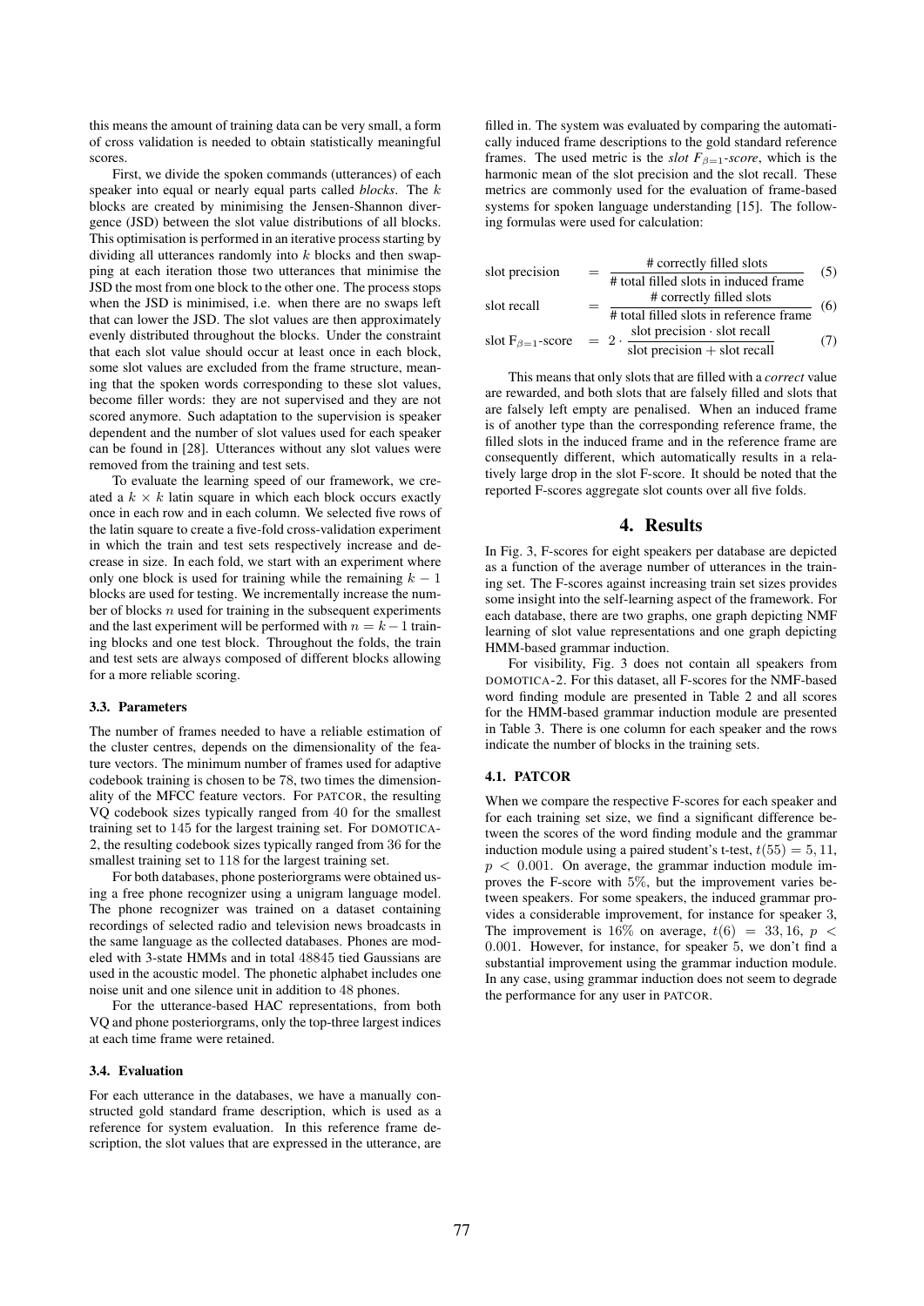this means the amount of training data can be very small, a form of cross validation is needed to obtain statistically meaningful scores.

First, we divide the spoken commands (utterances) of each speaker into equal or nearly equal parts called *blocks*. The $k$ blocks are created by minimising the Jensen-Shannon divergence (JSD) between the slot value distributions of all blocks. This optimisation is performed in an iterative process starting by dividing all utterances randomly into $k$ blocks and then swapping at each iteration those two utterances that minimise the JSD the most from one block to the other one. The process stops when the JSD is minimised, i.e. when there are no swaps left that can lower the JSD. The slot values are then approximately evenly distributed throughout the blocks. Under the constraint that each slot value should occur at least once in each block, some slot values are excluded from the frame structure, meaning that the spoken words corresponding to these slot values, become filler words: they are not supervised and they are not scored anymore. Such adaptation to the supervision is speaker dependent and the number of slot values used for each speaker can be found in [28]. Utterances without any slot values were removed from the training and test sets.

To evaluate the learning speed of our framework, we created a $k \times k$ latin square in which each block occurs exactly once in each row and in each column. We selected five rows of the latin square to create a five-fold cross-validation experiment in which the train and test sets respectively increase and decrease in size. In each fold, we start with an experiment where only one block is used for training while the remaining $k - 1$ blocks are used for testing. We incrementally increase the number of blocks $n$ used for training in the subsequent experiments and the last experiment will be performed with $n = k - 1$ training blocks and one test block. Throughout the folds, the train and test sets are always composed of different blocks allowing for a more reliable scoring.

### 3.3. Parameters

The number of frames needed to have a reliable estimation of the cluster centres, depends on the dimensionality of the feature vectors. The minimum number of frames used for adaptive codebook training is chosen to be 78, two times the dimensionality of the MFCC feature vectors. For PATCOR, the resulting VQ codebook sizes typically ranged from 40 for the smallest training set to 145 for the largest training set. For DOMOTICA-2, the resulting codebook sizes typically ranged from 36 for the smallest training set to 118 for the largest training set.

For both databases, phone posteriorgrams were obtained using a free phone recognizer using a unigram language model. The phone recognizer was trained on a dataset containing recordings of selected radio and television news broadcasts in the same language as the collected databases. Phones are modeled with 3-state HMMs and in total 48845 tied Gaussians are used in the acoustic model. The phonetic alphabet includes one noise unit and one silence unit in addition to 48 phones.

For the utterance-based HAC representations, from both VQ and phone posteriorgrams, only the top-three largest indices at each time frame were retained.

### 3.4. Evaluation

For each utterance in the databases, we have a manually constructed gold standard frame description, which is used as a reference for system evaluation. In this reference frame description, the slot values that are expressed in the utterance, are filled in. The system was evaluated by comparing the automatically induced frame descriptions to the gold standard reference frames. The used metric is the *slot $F_{\beta=1}$-score*, which is the harmonic mean of the slot precision and the slot recall. These metrics are commonly used for the evaluation of frame-based systems for spoken language understanding [15]. The following formulas were used for calculation:

$$\text{slot precision} = \frac{\text{\# correctly filled slots}}{\text{\# total filled slots in induced frame}} \quad (5)$$

$$\text{slot recall} = \frac{\text{\# correctly filled slots}}{\text{\# total filled slots in reference frame}} \quad (6)$$

$$\text{slot F}_{\beta=1}\text{-score} = 2 \cdot \frac{\text{slot precision} \cdot \text{slot recall}}{\text{slot precision} + \text{slot recall}} \quad (7)$$

This means that only slots that are filled with a *correct* value are rewarded, and both slots that are falsely filled and slots that are falsely left empty are penalised. When an induced frame is of another type than the corresponding reference frame, the filled slots in the induced frame and in the reference frame are consequently different, which automatically results in a relatively large drop in the slot F-score. It should be noted that the reported F-scores aggregate slot counts over all five folds.

## 4. Results

In Fig. 3, F-scores for eight speakers per database are depicted as a function of the average number of utterances in the training set. The F-scores against increasing train set sizes provides some insight into the self-learning aspect of the framework. For each database, there are two graphs, one graph depicting NMF learning of slot value representations and one graph depicting HMM-based grammar induction.

For visibility, Fig. 3 does not contain all speakers from DOMOTICA-2. For this dataset, all F-scores for the NMF-based word finding module are presented in Table 2 and all scores for the HMM-based grammar induction module are presented in Table 3. There is one column for each speaker and the rows indicate the number of blocks in the training sets.

### 4.1. PATCOR

When we compare the respective F-scores for each speaker and for each training set size, we find a significant difference between the scores of the word finding module and the grammar induction module using a paired student's t-test, $t(55) = 5,11$, $p < 0.001$. On average, the grammar induction module improves the F-score with 5%, but the improvement varies between speakers. For some speakers, the induced grammar provides a considerable improvement, for instance for speaker 3, The improvement is 16% on average, $t(6) = 33,16$, $p < 0.001$. However, for instance, for speaker 5, we don't find a substantial improvement using the grammar induction module. In any case, using grammar induction does not seem to degrade the performance for any user in PATCOR.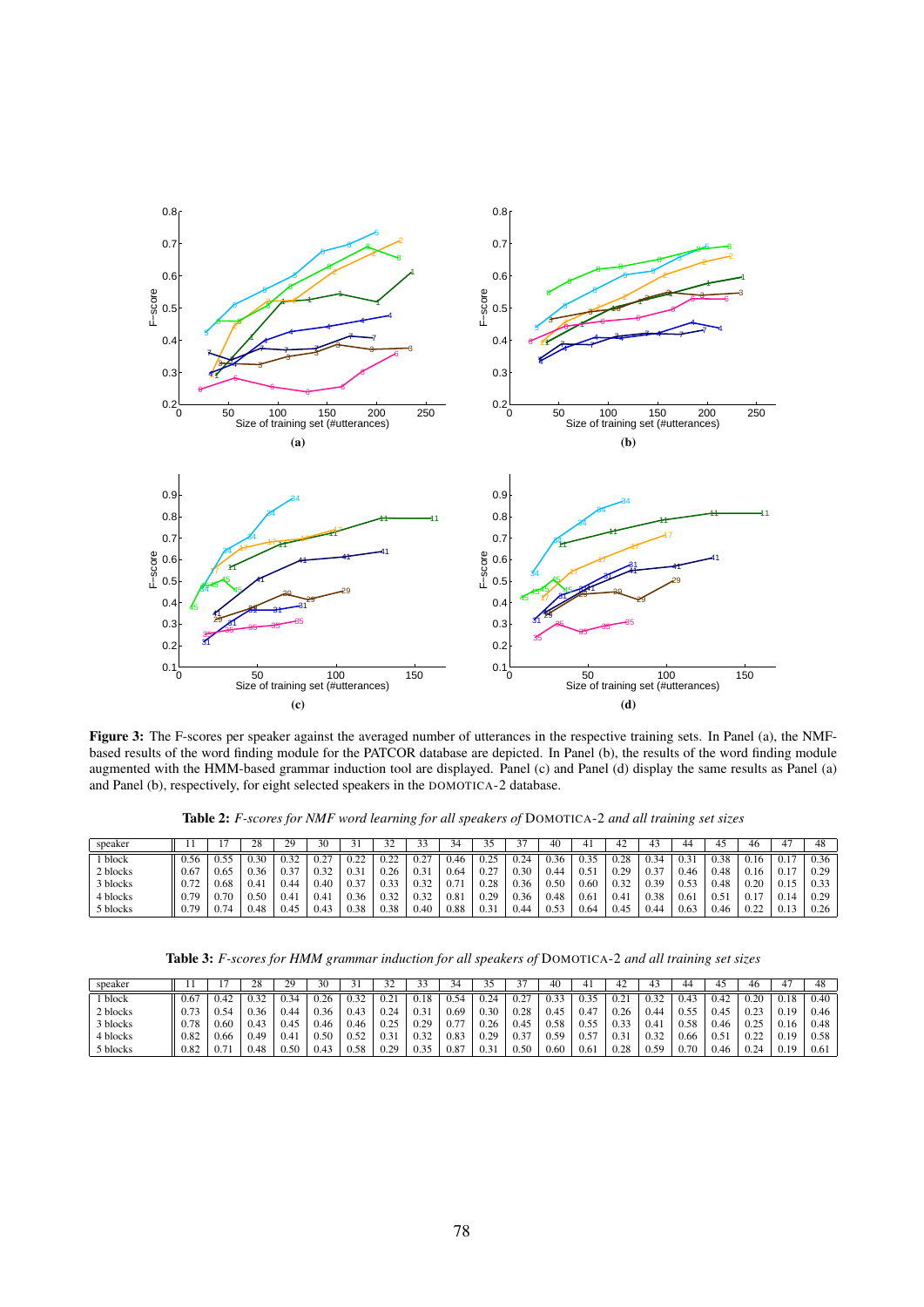**Figure 3:** The F-scores per speaker against the averaged number of utterances in the respective training sets. In Panel (a), the NMF-based results of the word finding module for the PATCOR database are depicted. In Panel (b), the results of the word finding module augmented with the HMM-based grammar induction tool are displayed. Panel (c) and Panel (d) display the same results as Panel (a) and Panel (b), respectively, for eight selected speakers in the DOMOTICA-2 database.

**Table 2:** *F-scores for NMF word learning for all speakers of* DOMOTICA-2 *and all training set sizes*

| speaker | 11 | 17 | 28 | 29 | 30 | 31 | 32 | 33 | 34 | 35 | 37 | 40 | 41 | 42 | 43 | 44 | 45 | 46 | 47 | 48 |
|---|---|---|---|---|---|---|---|---|---|---|---|---|---|---|---|---|---|---|---|---|
| 1 block | 0.56 | 0.55 | 0.30 | 0.32 | 0.27 | 0.22 | 0.22 | 0.27 | 0.46 | 0.25 | 0.24 | 0.36 | 0.35 | 0.28 | 0.34 | 0.31 | 0.38 | 0.16 | 0.17 | 0.36 |
| 2 blocks | 0.67 | 0.65 | 0.36 | 0.37 | 0.32 | 0.31 | 0.26 | 0.31 | 0.64 | 0.27 | 0.30 | 0.44 | 0.51 | 0.29 | 0.37 | 0.46 | 0.48 | 0.16 | 0.17 | 0.29 |
| 3 blocks | 0.72 | 0.68 | 0.41 | 0.44 | 0.40 | 0.37 | 0.33 | 0.32 | 0.71 | 0.28 | 0.36 | 0.50 | 0.60 | 0.32 | 0.39 | 0.53 | 0.48 | 0.20 | 0.15 | 0.33 |
| 4 blocks | 0.79 | 0.70 | 0.50 | 0.41 | 0.41 | 0.36 | 0.32 | 0.32 | 0.81 | 0.29 | 0.36 | 0.48 | 0.61 | 0.41 | 0.38 | 0.61 | 0.51 | 0.17 | 0.14 | 0.29 |
| 5 blocks | 0.79 | 0.74 | 0.48 | 0.45 | 0.43 | 0.38 | 0.38 | 0.40 | 0.88 | 0.31 | 0.44 | 0.53 | 0.64 | 0.45 | 0.44 | 0.63 | 0.46 | 0.22 | 0.13 | 0.26 |

**Table 3:** *F-scores for HMM grammar induction for all speakers of* DOMOTICA-2 *and all training set sizes*

| speaker | 11 | 17 | 28 | 29 | 30 | 31 | 32 | 33 | 34 | 35 | 37 | 40 | 41 | 42 | 43 | 44 | 45 | 46 | 47 | 48 |
|---|---|---|---|---|---|---|---|---|---|---|---|---|---|---|---|---|---|---|---|---|
| 1 block | 0.67 | 0.42 | 0.32 | 0.34 | 0.26 | 0.32 | 0.21 | 0.18 | 0.54 | 0.24 | 0.27 | 0.33 | 0.35 | 0.21 | 0.32 | 0.43 | 0.42 | 0.20 | 0.18 | 0.40 |
| 2 blocks | 0.73 | 0.54 | 0.36 | 0.44 | 0.36 | 0.43 | 0.24 | 0.31 | 0.69 | 0.30 | 0.28 | 0.45 | 0.47 | 0.26 | 0.44 | 0.55 | 0.45 | 0.23 | 0.19 | 0.46 |
| 3 blocks | 0.78 | 0.60 | 0.43 | 0.45 | 0.46 | 0.46 | 0.25 | 0.29 | 0.77 | 0.26 | 0.45 | 0.58 | 0.55 | 0.33 | 0.41 | 0.58 | 0.46 | 0.25 | 0.16 | 0.48 |
| 4 blocks | 0.82 | 0.66 | 0.49 | 0.41 | 0.50 | 0.52 | 0.31 | 0.32 | 0.83 | 0.29 | 0.37 | 0.59 | 0.57 | 0.31 | 0.32 | 0.66 | 0.51 | 0.22 | 0.19 | 0.58 |
| 5 blocks | 0.82 | 0.71 | 0.48 | 0.50 | 0.43 | 0.58 | 0.29 | 0.35 | 0.87 | 0.31 | 0.50 | 0.60 | 0.61 | 0.28 | 0.59 | 0.70 | 0.46 | 0.24 | 0.19 | 0.61 |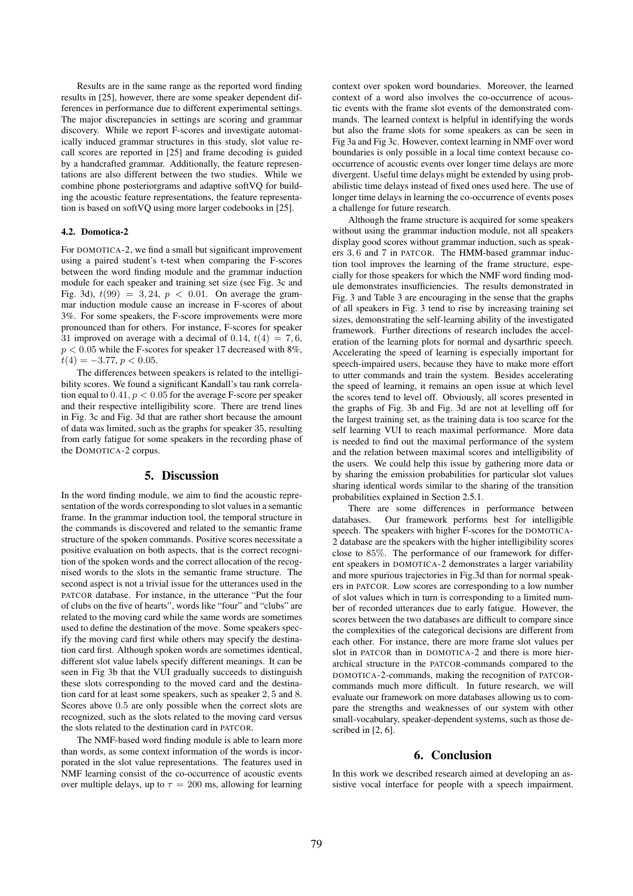Results are in the same range as the reported word finding results in [25], however, there are some speaker dependent differences in performance due to different experimental settings. The major discrepancies in settings are scoring and grammar discovery. While we report F-scores and investigate automatically induced grammar structures in this study, slot value recall scores are reported in [25] and frame decoding is guided by a handcrafted grammar. Additionally, the feature representations are also different between the two studies. While we combine phone posteriorgrams and adaptive softVQ for building the acoustic feature representations, the feature representation is based on softVQ using more larger codebooks in [25].

### 4.2. Domotica-2

For DOMOTICA-2, we find a small but significant improvement using a paired student's t-test when comparing the F-scores between the word finding module and the grammar induction module for each speaker and training set size (see Fig. 3c and Fig. 3d), $t(99) = 3,24$, $p < 0.01$. On average the grammar induction module cause an increase in F-scores of about 3%. For some speakers, the F-score improvements were more pronounced than for others. For instance, F-scores for speaker 31 improved on average with a decimal of 0.14, $t(4) = 7,6$, $p < 0.05$ while the F-scores for speaker 17 decreased with 8%, $t(4) = -3.77$, $p < 0.05$.

The differences between speakers is related to the intelligibility scores. We found a significant Kandall's tau rank correlation equal to $0.41, p < 0.05$ for the average F-score per speaker and their respective intelligibility score. There are trend lines in Fig. 3c and Fig. 3d that are rather short because the amount of data was limited, such as the graphs for speaker 35, resulting from early fatigue for some speakers in the recording phase of the DOMOTICA-2 corpus.

## 5. Discussion

In the word finding module, we aim to find the acoustic representation of the words corresponding to slot values in a semantic frame. In the grammar induction tool, the temporal structure in the commands is discovered and related to the semantic frame structure of the spoken commands. Positive scores necessitate a positive evaluation on both aspects, that is the correct recognition of the spoken words and the correct allocation of the recognised words to the slots in the semantic frame structure. The second aspect is not a trivial issue for the utterances used in the PATCOR database. For instance, in the utterance "Put the four of clubs on the five of hearts", words like "four" and "clubs" are related to the moving card while the same words are sometimes used to define the destination of the move. Some speakers specify the moving card first while others may specify the destination card first. Although spoken words are sometimes identical, different slot value labels specify different meanings. It can be seen in Fig 3b that the VUI gradually succeeds to distinguish these slots corresponding to the moved card and the destination card for at least some speakers, such as speaker 2, 5 and 8. Scores above 0.5 are only possible when the correct slots are recognized, such as the slots related to the moving card versus the slots related to the destination card in PATCOR.

The NMF-based word finding module is able to learn more than words, as some context information of the words is incorporated in the slot value representations. The features used in NMF learning consist of the co-occurrence of acoustic events over multiple delays, up to $\tau = 200$ ms, allowing for learning context over spoken word boundaries. Moreover, the learned context of a word also involves the co-occurrence of acoustic events with the frame slot events of the demonstrated commands. The learned context is helpful in identifying the words but also the frame slots for some speakers as can be seen in Fig 3a and Fig 3c. However, context learning in NMF over word boundaries is only possible in a local time context because co-occurrence of acoustic events over longer time delays are more divergent. Useful time delays might be extended by using probabilistic time delays instead of fixed ones used here. The use of longer time delays in learning the co-occurrence of events poses a challenge for future research.

Although the frame structure is acquired for some speakers without using the grammar induction module, not all speakers display good scores without grammar induction, such as speakers 3, 6 and 7 in PATCOR. The HMM-based grammar induction tool improves the learning of the frame structure, especially for those speakers for which the NMF word finding module demonstrates insufficiencies. The results demonstrated in Fig. 3 and Table 3 are encouraging in the sense that the graphs of all speakers in Fig. 3 tend to rise by increasing training set sizes, demonstrating the self-learning ability of the investigated framework. Further directions of research includes the acceleration of the learning plots for normal and dysarthric speech. Accelerating the speed of learning is especially important for speech-impaired users, because they have to make more effort to utter commands and train the system. Besides accelerating the speed of learning, it remains an open issue at which level the scores tend to level off. Obviously, all scores presented in the graphs of Fig. 3b and Fig. 3d are not at levelling off for the largest training set, as the training data is too scarce for the self learning VUI to reach maximal performance. More data is needed to find out the maximal performance of the system and the relation between maximal scores and intelligibility of the users. We could help this issue by gathering more data or by sharing the emission probabilities for particular slot values sharing identical words similar to the sharing of the transition probabilities explained in Section 2.5.1.

There are some differences in performance between databases. Our framework performs best for intelligible speech. The speakers with higher F-scores for the DOMOTICA-2 database are the speakers with the higher intelligibility scores close to 85%. The performance of our framework for different speakers in DOMOTICA-2 demonstrates a larger variability and more spurious trajectories in Fig.3d than for normal speakers in PATCOR. Low scores are corresponding to a low number of slot values which in turn is corresponding to a limited number of recorded utterances due to early fatigue. However, the scores between the two databases are difficult to compare since the complexities of the categorical decisions are different from each other. For instance, there are more frame slot values per slot in PATCOR than in DOMOTICA-2 and there is more hierarchical structure in the PATCOR-commands compared to the DOMOTICA-2-commands, making the recognition of PATCOR-commands much more difficult. In future research, we will evaluate our framework on more databases allowing us to compare the strengths and weaknesses of our system with other small-vocabulary, speaker-dependent systems, such as those described in [2, 6].

## 6. Conclusion

In this work we described research aimed at developing an assistive vocal interface for people with a speech impairment.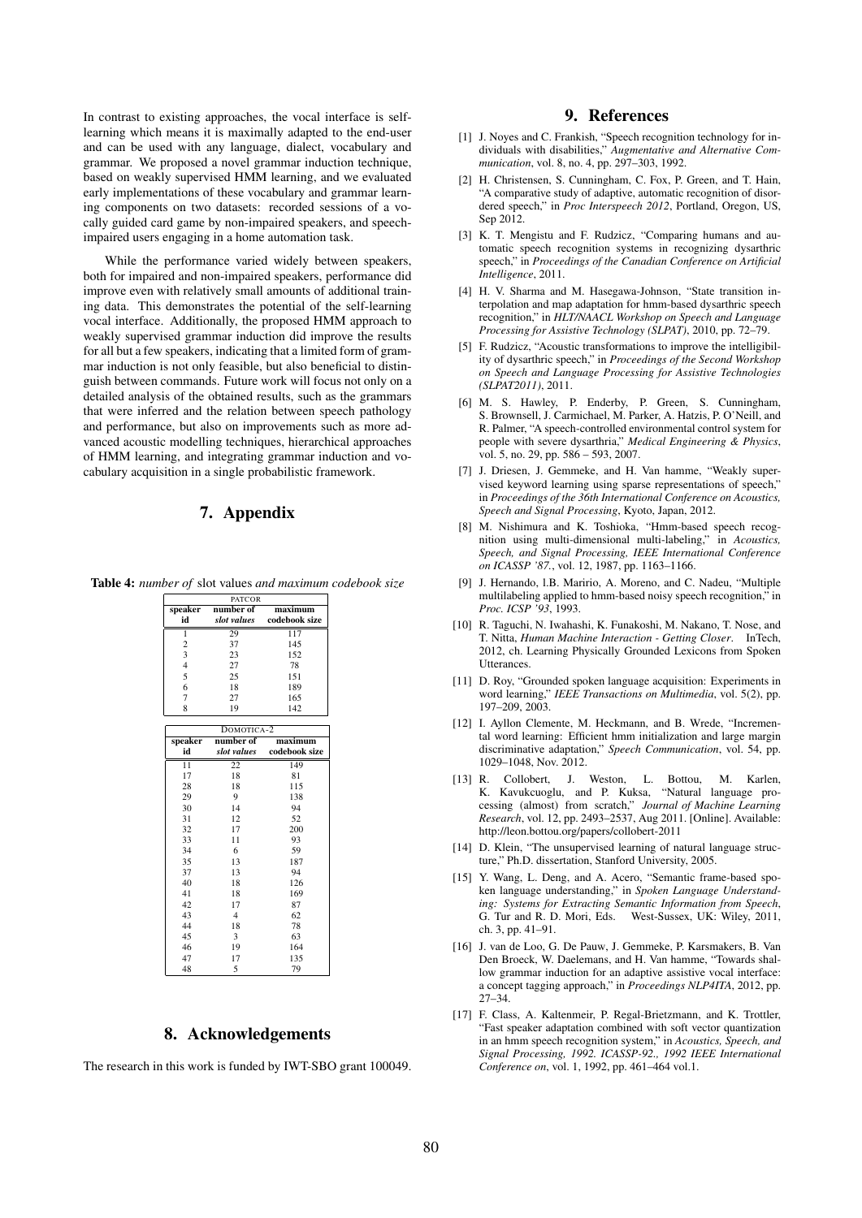In contrast to existing approaches, the vocal interface is self-learning which means it is maximally adapted to the end-user and can be used with any language, dialect, vocabulary and grammar. We proposed a novel grammar induction technique, based on weakly supervised HMM learning, and we evaluated early implementations of these vocabulary and grammar learning components on two datasets: recorded sessions of a vocally guided card game by non-impaired speakers, and speech-impaired users engaging in a home automation task.

While the performance varied widely between speakers, both for impaired and non-impaired speakers, performance did improve even with relatively small amounts of additional training data. This demonstrates the potential of the self-learning vocal interface. Additionally, the proposed HMM approach to weakly supervised grammar induction did improve the results for all but a few speakers, indicating that a limited form of grammar induction is not only feasible, but also beneficial to distinguish between commands. Future work will focus not only on a detailed analysis of the obtained results, such as the grammars that were inferred and the relation between speech pathology and performance, but also on improvements such as more advanced acoustic modelling techniques, hierarchical approaches of HMM learning, and integrating grammar induction and vocabulary acquisition in a single probabilistic framework.

# 7. Appendix

**Table 4:** *number of* slot values *and maximum codebook size*

| PATCOR | | |
|---|---|---|
| **speaker id** | **number of** ***slot values*** | **maximum codebook size** |
| 1 | 29 | 117 |
| 2 | 37 | 145 |
| 3 | 23 | 152 |
| 4 | 27 | 78 |
| 5 | 25 | 151 |
| 6 | 18 | 189 |
| 7 | 27 | 165 |
| 8 | 19 | 142 |

| DOMOTICA-2 | | |
|---|---|---|
| **speaker id** | **number of** ***slot values*** | **maximum codebook size** |
| 11 | 22 | 149 |
| 17 | 18 | 81 |
| 28 | 18 | 115 |
| 29 | 9 | 138 |
| 30 | 14 | 94 |
| 31 | 12 | 52 |
| 32 | 17 | 200 |
| 33 | 11 | 93 |
| 34 | 6 | 59 |
| 35 | 13 | 187 |
| 37 | 13 | 94 |
| 40 | 18 | 126 |
| 41 | 18 | 169 |
| 42 | 17 | 87 |
| 43 | 4 | 62 |
| 44 | 18 | 78 |
| 45 | 3 | 63 |
| 46 | 19 | 164 |
| 47 | 17 | 135 |
| 48 | 5 | 79 |

# 8. Acknowledgements

The research in this work is funded by IWT-SBO grant 100049.

# 9. References

[1] J. Noyes and C. Frankish, "Speech recognition technology for individuals with disabilities," *Augmentative and Alternative Communication*, vol. 8, no. 4, pp. 297–303, 1992.

[2] H. Christensen, S. Cunningham, C. Fox, P. Green, and T. Hain, "A comparative study of adaptive, automatic recognition of disordered speech," in *Proc Interspeech 2012*, Portland, Oregon, US, Sep 2012.

[3] K. T. Mengistu and F. Rudzicz, "Comparing humans and automatic speech recognition systems in recognizing dysarthric speech," in *Proceedings of the Canadian Conference on Artificial Intelligence*, 2011.

[4] H. V. Sharma and M. Hasegawa-Johnson, "State transition interpolation and map adaptation for hmm-based dysarthric speech recognition," in *HLT/NAACL Workshop on Speech and Language Processing for Assistive Technology (SLPAT)*, 2010, pp. 72–79.

[5] F. Rudzicz, "Acoustic transformations to improve the intelligibility of dysarthric speech," in *Proceedings of the Second Workshop on Speech and Language Processing for Assistive Technologies (SLPAT2011)*, 2011.

[6] M. S. Hawley, P. Enderby, P. Green, S. Cunningham, S. Brownsell, J. Carmichael, M. Parker, A. Hatzis, P. O'Neill, and R. Palmer, "A speech-controlled environmental control system for people with severe dysarthria," *Medical Engineering & Physics*, vol. 5, no. 29, pp. 586 – 593, 2007.

[7] J. Driesen, J. Gemmeke, and H. Van hamme, "Weakly supervised keyword learning using sparse representations of speech," in *Proceedings of the 36th International Conference on Acoustics, Speech and Signal Processing*, Kyoto, Japan, 2012.

[8] M. Nishimura and K. Toshioka, "Hmm-based speech recognition using multi-dimensional multi-labeling," in *Acoustics, Speech, and Signal Processing, IEEE International Conference on ICASSP '87.*, vol. 12, 1987, pp. 1163–1166.

[9] J. Hernando, I.B. Maririo, A. Moreno, and C. Nadeu, "Multiple multilabeling applied to hmm-based noisy speech recognition," in *Proc. ICSP '93*, 1993.

[10] R. Taguchi, N. Iwahashi, K. Funakoshi, M. Nakano, T. Nose, and T. Nitta, *Human Machine Interaction - Getting Closer*. InTech, 2012, ch. Learning Physically Grounded Lexicons from Spoken Utterances.

[11] D. Roy, "Grounded spoken language acquisition: Experiments in word learning," *IEEE Transactions on Multimedia*, vol. 5(2), pp. 197–209, 2003.

[12] I. Ayllon Clemente, M. Heckmann, and B. Wrede, "Incremental word learning: Efficient hmm initialization and large margin discriminative adaptation," *Speech Communication*, vol. 54, pp. 1029–1048, Nov. 2012.

[13] R. Collobert, J. Weston, L. Bottou, M. Karlen, K. Kavukcuoglu, and P. Kuksa, "Natural language processing (almost) from scratch," *Journal of Machine Learning Research*, vol. 12, pp. 2493–2537, Aug 2011. [Online]. Available: http://leon.bottou.org/papers/collobert-2011

[14] D. Klein, "The unsupervised learning of natural language structure," Ph.D. dissertation, Stanford University, 2005.

[15] Y. Wang, L. Deng, and A. Acero, "Semantic frame-based spoken language understanding," in *Spoken Language Understanding: Systems for Extracting Semantic Information from Speech*, G. Tur and R. D. Mori, Eds. West-Sussex, UK: Wiley, 2011, ch. 3, pp. 41–91.

[16] J. van de Loo, G. De Pauw, J. Gemmeke, P. Karsmakers, B. Van Den Broeck, W. Daelemans, and H. Van hamme, "Towards shallow grammar induction for an adaptive assistive vocal interface: a concept tagging approach," in *Proceedings NLP4ITA*, 2012, pp. 27–34.

[17] F. Class, A. Kaltenmeir, P. Regal-Brietzmann, and K. Trottler, "Fast speaker adaptation combined with soft vector quantization in an hmm speech recognition system," in *Acoustics, Speech, and Signal Processing, 1992. ICASSP-92., 1992 IEEE International Conference on*, vol. 1, 1992, pp. 461–464 vol.1.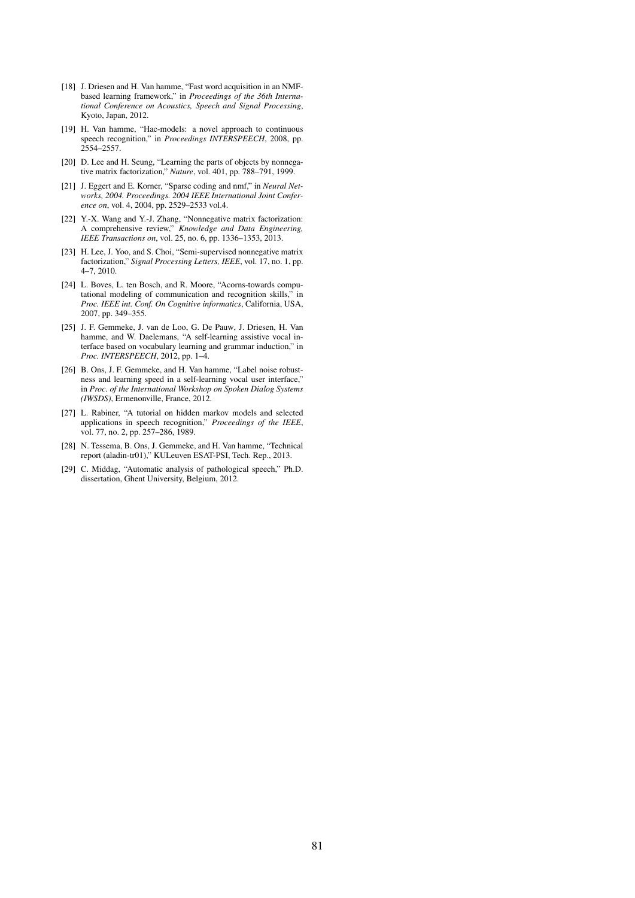[18] J. Driesen and H. Van hamme, "Fast word acquisition in an NMF-based learning framework," in *Proceedings of the 36th International Conference on Acoustics, Speech and Signal Processing*, Kyoto, Japan, 2012.

[19] H. Van hamme, "Hac-models: a novel approach to continuous speech recognition," in *Proceedings INTERSPEECH*, 2008, pp. 2554–2557.

[20] D. Lee and H. Seung, "Learning the parts of objects by nonnegative matrix factorization," *Nature*, vol. 401, pp. 788–791, 1999.

[21] J. Eggert and E. Korner, "Sparse coding and nmf," in *Neural Networks, 2004. Proceedings. 2004 IEEE International Joint Conference on*, vol. 4, 2004, pp. 2529–2533 vol.4.

[22] Y.-X. Wang and Y.-J. Zhang, "Nonnegative matrix factorization: A comprehensive review," *Knowledge and Data Engineering, IEEE Transactions on*, vol. 25, no. 6, pp. 1336–1353, 2013.

[23] H. Lee, J. Yoo, and S. Choi, "Semi-supervised nonnegative matrix factorization," *Signal Processing Letters, IEEE*, vol. 17, no. 1, pp. 4–7, 2010.

[24] L. Boves, L. ten Bosch, and R. Moore, "Acorns-towards computational modeling of communication and recognition skills," in *Proc. IEEE int. Conf. On Cognitive informatics*, California, USA, 2007, pp. 349–355.

[25] J. F. Gemmeke, J. van de Loo, G. De Pauw, J. Driesen, H. Van hamme, and W. Daelemans, "A self-learning assistive vocal interface based on vocabulary learning and grammar induction," in *Proc. INTERSPEECH*, 2012, pp. 1–4.

[26] B. Ons, J. F. Gemmeke, and H. Van hamme, "Label noise robustness and learning speed in a self-learning vocal user interface," in *Proc. of the International Workshop on Spoken Dialog Systems (IWSDS)*, Ermenonville, France, 2012.

[27] L. Rabiner, "A tutorial on hidden markov models and selected applications in speech recognition," *Proceedings of the IEEE*, vol. 77, no. 2, pp. 257–286, 1989.

[28] N. Tessema, B. Ons, J. Gemmeke, and H. Van hamme, "Technical report (aladin-tr01)," KULeuven ESAT-PSI, Tech. Rep., 2013.

[29] C. Middag, "Automatic analysis of pathological speech," Ph.D. dissertation, Ghent University, Belgium, 2012.